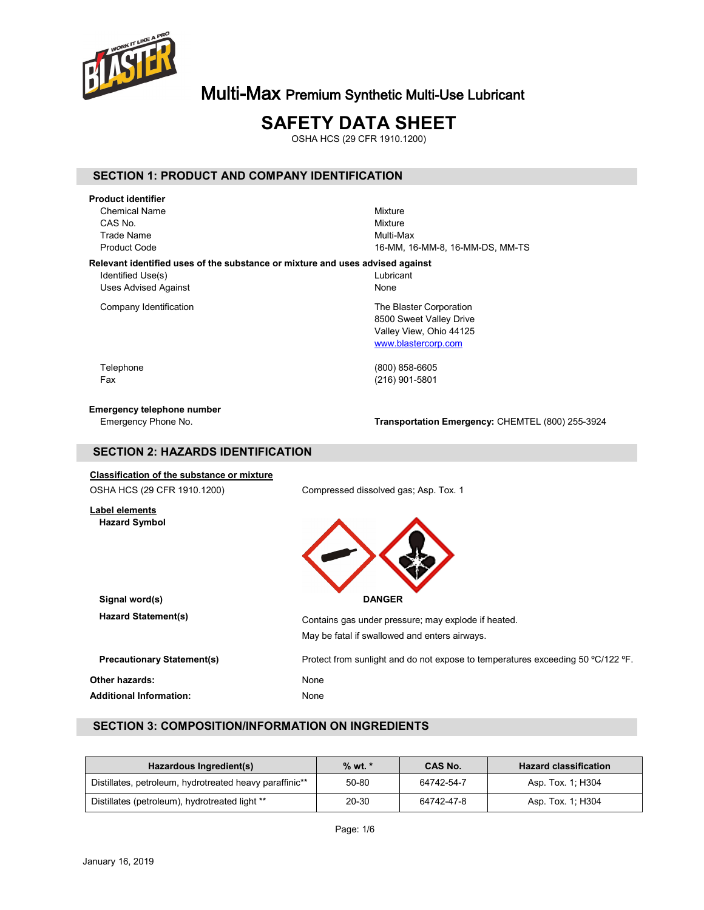# Multi-Max Premium Synthetic Multi-Use Lubricant

# SAFETY DATA SHEET

OSHA HCS (29 CFR 1910.1200)

## SECTION 1: PRODUCT AND COMPANY IDENTIFICATION

**Product identifier**

| | |
|---|---|
| Chemical Name | Mixture |
| CAS No. | Mixture |
| Trade Name | Multi-Max |
| Product Code | 16-MM, 16-MM-8, 16-MM-DS, MM-TS |

**Relevant identified uses of the substance or mixture and uses advised against**

| | |
|---|---|
| Identified Use(s) | Lubricant |
| Uses Advised Against | None |
| Company Identification | The Blaster Corporation<br>8500 Sweet Valley Drive<br>Valley View, Ohio 44125<br>www.blastercorp.com |
| Telephone | (800) 858-6605 |
| Fax | (216) 901-5801 |

**Emergency telephone number**

| | |
|---|---|
| Emergency Phone No. | **Transportation Emergency:** CHEMTEL (800) 255-3924 |

## SECTION 2: HAZARDS IDENTIFICATION

**Classification of the substance or mixture**

OSHA HCS (29 CFR 1910.1200): Compressed dissolved gas; Asp. Tox. 1

**Label elements**

**Hazard Symbol**

**Signal word(s)**: **DANGER**

**Hazard Statement(s)**: Contains gas under pressure; may explode if heated.

May be fatal if swallowed and enters airways.

**Precautionary Statement(s)**: Protect from sunlight and do not expose to temperatures exceeding 50 ºC/122 ºF.

**Other hazards:** None

**Additional Information:** None

## SECTION 3: COMPOSITION/INFORMATION ON INGREDIENTS

| Hazardous Ingredient(s) | % wt. * | CAS No. | Hazard classification |
|---|---|---|---|
| Distillates, petroleum, hydrotreated heavy paraffinic** | 50-80 | 64742-54-7 | Asp. Tox. 1; H304 |
| Distillates (petroleum), hydrotreated light ** | 20-30 | 64742-47-8 | Asp. Tox. 1; H304 |

January 16, 2019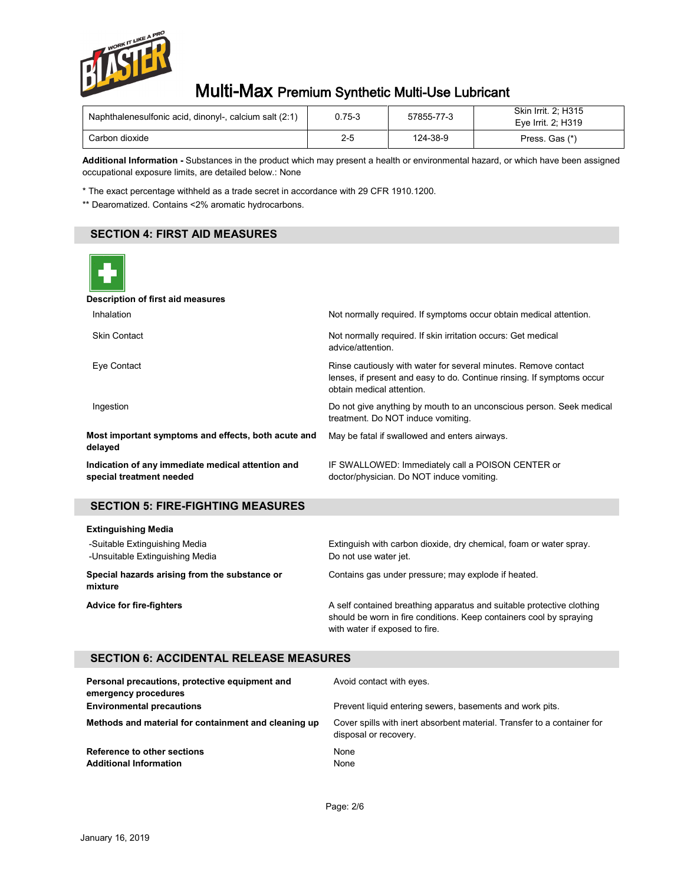| Naphthalenesulfonic acid, dinonyl-, calcium salt (2:1) | 0.75-3 | 57855-77-3 | Skin Irrit. 2; H315<br>Eye Irrit. 2; H319 |
|---|---|---|---|
| Carbon dioxide | 2-5 | 124-38-9 | Press. Gas (*) |

**Additional Information -** Substances in the product which may present a health or environmental hazard, or which have been assigned occupational exposure limits, are detailed below.: None

* The exact percentage withheld as a trade secret in accordance with 29 CFR 1910.1200.

** Dearomatized. Contains <2% aromatic hydrocarbons.

## SECTION 4: FIRST AID MEASURES

**Description of first aid measures**

| | |
|---|---|
| Inhalation | Not normally required. If symptoms occur obtain medical attention. |
| Skin Contact | Not normally required. If skin irritation occurs: Get medical advice/attention. |
| Eye Contact | Rinse cautiously with water for several minutes. Remove contact lenses, if present and easy to do. Continue rinsing. If symptoms occur obtain medical attention. |
| Ingestion | Do not give anything by mouth to an unconscious person. Seek medical treatment. Do NOT induce vomiting. |
| **Most important symptoms and effects, both acute and delayed** | May be fatal if swallowed and enters airways. |
| **Indication of any immediate medical attention and special treatment needed** | IF SWALLOWED: Immediately call a POISON CENTER or doctor/physician. Do NOT induce vomiting. |

## SECTION 5: FIRE-FIGHTING MEASURES

**Extinguishing Media**

| | |
|---|---|
| -Suitable Extinguishing Media | Extinguish with carbon dioxide, dry chemical, foam or water spray. |
| -Unsuitable Extinguishing Media | Do not use water jet. |
| **Special hazards arising from the substance or mixture** | Contains gas under pressure; may explode if heated. |
| **Advice for fire-fighters** | A self contained breathing apparatus and suitable protective clothing should be worn in fire conditions. Keep containers cool by spraying with water if exposed to fire. |

## SECTION 6: ACCIDENTAL RELEASE MEASURES

| | |
|---|---|
| **Personal precautions, protective equipment and emergency procedures** | Avoid contact with eyes. |
| **Environmental precautions** | Prevent liquid entering sewers, basements and work pits. |
| **Methods and material for containment and cleaning up** | Cover spills with inert absorbent material. Transfer to a container for disposal or recovery. |
| **Reference to other sections** | None |
| **Additional Information** | None |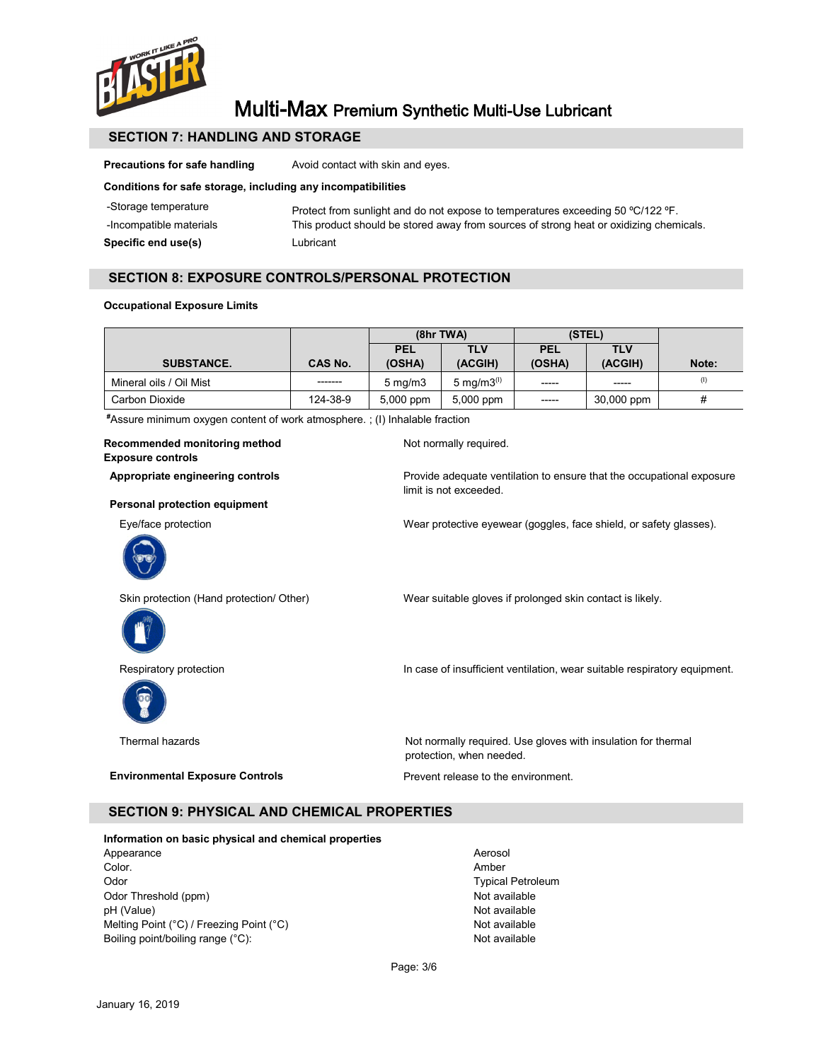# Multi-Max Premium Synthetic Multi-Use Lubricant

## SECTION 7: HANDLING AND STORAGE

**Precautions for safe handling** Avoid contact with skin and eyes.

**Conditions for safe storage, including any incompatibilities**

-Storage temperature: Protect from sunlight and do not expose to temperatures exceeding 50 ºC/122 ºF.

-Incompatible materials: This product should be stored away from sources of strong heat or oxidizing chemicals.

**Specific end use(s)** Lubricant

## SECTION 8: EXPOSURE CONTROLS/PERSONAL PROTECTION

**Occupational Exposure Limits**

| SUBSTANCE. | CAS No. | (8hr TWA) | | (STEL) | | Note: |
|---|---|---|---|---|---|---|
| | | PEL (OSHA) | TLV (ACGIH) | PEL (OSHA) | TLV (ACGIH) | |
| Mineral oils / Oil Mist | ------- | 5 mg/m3 | 5 mg/m3[(I)] | ----- | ----- | (I) |
| Carbon Dioxide | 124-38-9 | 5,000 ppm | 5,000 ppm | ----- | 30,000 ppm | # |

#Assure minimum oxygen content of work atmosphere. ; (I) Inhalable fraction

**Recommended monitoring method** Not normally required.

**Exposure controls**

**Appropriate engineering controls** Provide adequate ventilation to ensure that the occupational exposure limit is not exceeded.

**Personal protection equipment**

Eye/face protection: Wear protective eyewear (goggles, face shield, or safety glasses).

Skin protection (Hand protection/ Other): Wear suitable gloves if prolonged skin contact is likely.

Respiratory protection: In case of insufficient ventilation, wear suitable respiratory equipment.

Thermal hazards: Not normally required. Use gloves with insulation for thermal protection, when needed.

**Environmental Exposure Controls** Prevent release to the environment.

## SECTION 9: PHYSICAL AND CHEMICAL PROPERTIES

**Information on basic physical and chemical properties**

| | |
|---|---|
| Appearance | Aerosol |
| Color. | Amber |
| Odor | Typical Petroleum |
| Odor Threshold (ppm) | Not available |
| pH (Value) | Not available |
| Melting Point (°C) / Freezing Point (°C) | Not available |
| Boiling point/boiling range (°C): | Not available |

January 16, 2019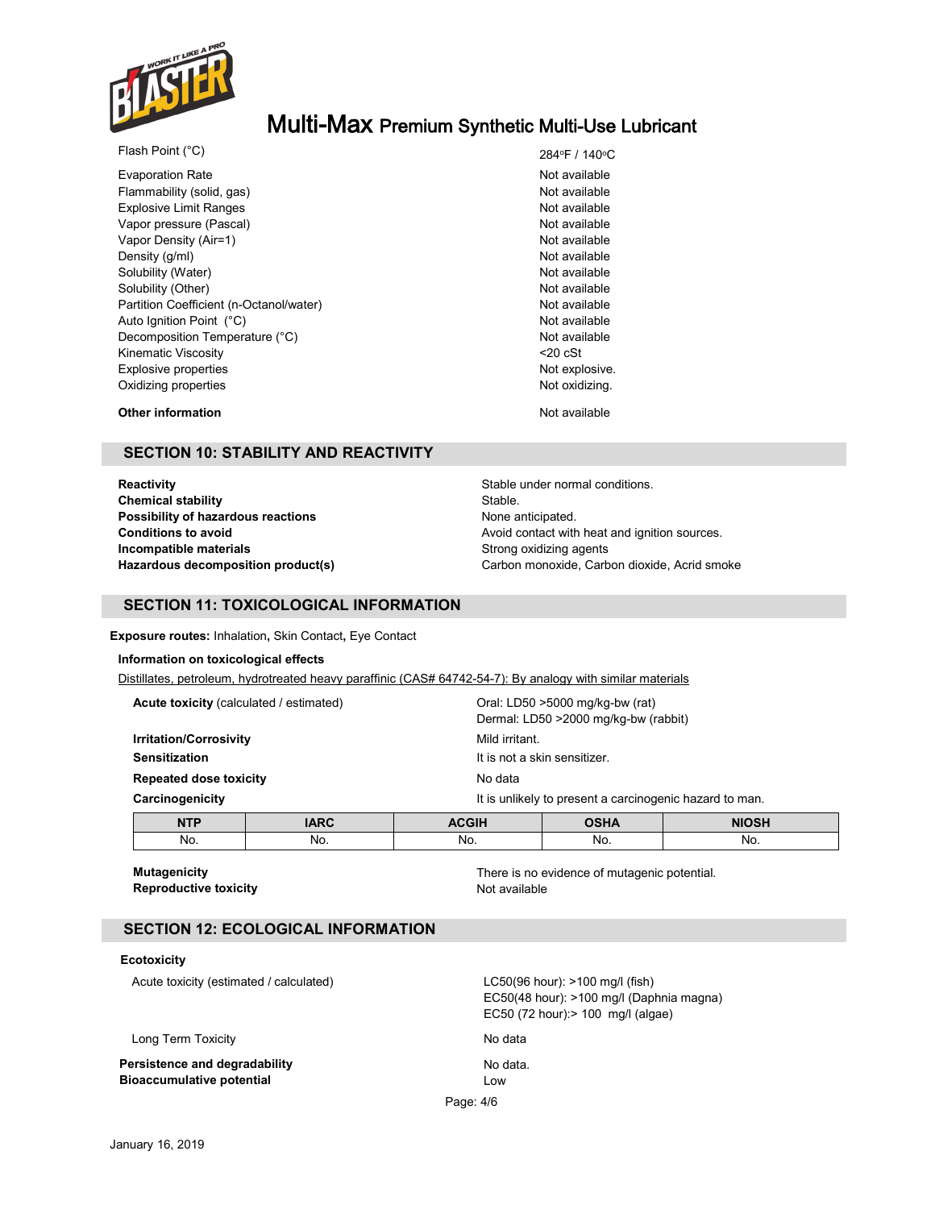| | |
|---|---|
| Flash Point (°C) | 284°F / 140°C |
| Evaporation Rate | Not available |
| Flammability (solid, gas) | Not available |
| Explosive Limit Ranges | Not available |
| Vapor pressure (Pascal) | Not available |
| Vapor Density (Air=1) | Not available |
| Density (g/ml) | Not available |
| Solubility (Water) | Not available |
| Solubility (Other) | Not available |
| Partition Coefficient (n-Octanol/water) | Not available |
| Auto Ignition Point (°C) | Not available |
| Decomposition Temperature (°C) | Not available |
| Kinematic Viscosity | <20 cSt |
| Explosive properties | Not explosive. |
| Oxidizing properties | Not oxidizing. |

**Other information** Not available

## SECTION 10: STABILITY AND REACTIVITY

| | |
|---|---|
| **Reactivity** | Stable under normal conditions. |
| **Chemical stability** | Stable. |
| **Possibility of hazardous reactions** | None anticipated. |
| **Conditions to avoid** | Avoid contact with heat and ignition sources. |
| **Incompatible materials** | Strong oxidizing agents |
| **Hazardous decomposition product(s)** | Carbon monoxide, Carbon dioxide, Acrid smoke |

## SECTION 11: TOXICOLOGICAL INFORMATION

**Exposure routes:** Inhalation**,** Skin Contact**,** Eye Contact

**Information on toxicological effects**

Distillates, petroleum, hydrotreated heavy paraffinic (CAS# 64742-54-7): By analogy with similar materials

| | |
|---|---|
| **Acute toxicity** (calculated / estimated) | Oral: LD50 >5000 mg/kg-bw (rat)<br>Dermal: LD50 >2000 mg/kg-bw (rabbit) |
| **Irritation/Corrosivity** | Mild irritant. |
| **Sensitization** | It is not a skin sensitizer. |
| **Repeated dose toxicity** | No data |
| **Carcinogenicity** | It is unlikely to present a carcinogenic hazard to man. |

| NTP | IARC | ACGIH | OSHA | NIOSH |
|---|---|---|---|---|
| No. | No. | No. | No. | No. |

| | |
|---|---|
| **Mutagenicity** | There is no evidence of mutagenic potential. |
| **Reproductive toxicity** | Not available |

## SECTION 12: ECOLOGICAL INFORMATION

**Ecotoxicity**

| | |
|---|---|
| Acute toxicity (estimated / calculated) | LC50(96 hour): >100 mg/l (fish)<br>EC50(48 hour): >100 mg/l (Daphnia magna)<br>EC50 (72 hour):> 100 mg/l (algae) |
| Long Term Toxicity | No data |
| **Persistence and degradability** | No data. |
| **Bioaccumulative potential** | Low |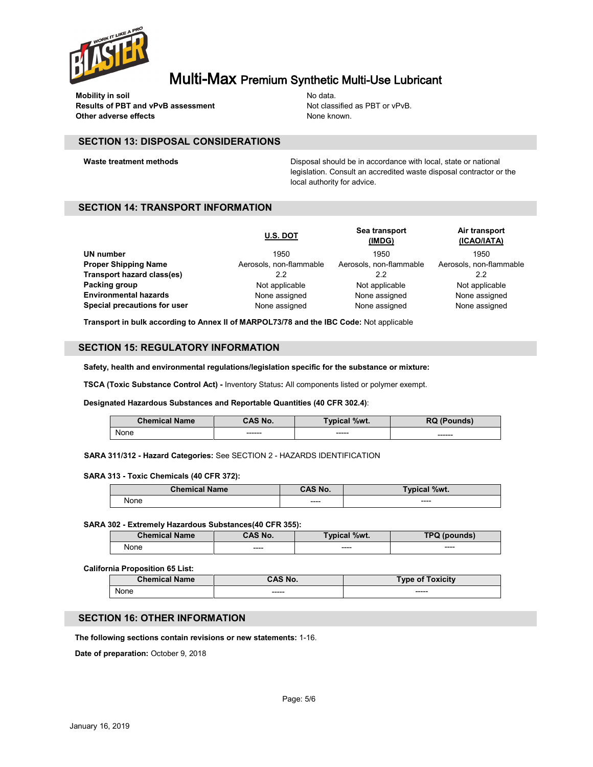| | |
|---|---|
| **Mobility in soil** | No data. |
| **Results of PBT and vPvB assessment** | Not classified as PBT or vPvB. |
| **Other adverse effects** | None known. |

## SECTION 13: DISPOSAL CONSIDERATIONS

| | |
|---|---|
| **Waste treatment methods** | Disposal should be in accordance with local, state or national legislation. Consult an accredited waste disposal contractor or the local authority for advice. |

## SECTION 14: TRANSPORT INFORMATION

| | U.S. DOT | Sea transport (IMDG) | Air transport (ICAO/IATA) |
|---|---|---|---|
| **UN number** | 1950 | 1950 | 1950 |
| **Proper Shipping Name** | Aerosols, non-flammable | Aerosols, non-flammable | Aerosols, non-flammable |
| **Transport hazard class(es)** | 2.2 | 2.2 | 2.2 |
| **Packing group** | Not applicable | Not applicable | Not applicable |
| **Environmental hazards** | None assigned | None assigned | None assigned |
| **Special precautions for user** | None assigned | None assigned | None assigned |

**Transport in bulk according to Annex II of MARPOL73/78 and the IBC Code:** Not applicable

## SECTION 15: REGULATORY INFORMATION

**Safety, health and environmental regulations/legislation specific for the substance or mixture:**

**TSCA (Toxic Substance Control Act) -** Inventory Status**:** All components listed or polymer exempt.

**Designated Hazardous Substances and Reportable Quantities (40 CFR 302.4)**:

| Chemical Name | CAS No. | Typical %wt. | RQ (Pounds) |
|---|---|---|---|
| None | ------ | ----- | ------ |

**SARA 311/312 - Hazard Categories:** See SECTION 2 - HAZARDS IDENTIFICATION

**SARA 313 - Toxic Chemicals (40 CFR 372):**

| Chemical Name | CAS No. | Typical %wt. |
|---|---|---|
| None | ---- | ---- |

**SARA 302 - Extremely Hazardous Substances(40 CFR 355):**

| Chemical Name | CAS No. | Typical %wt. | TPQ (pounds) |
|---|---|---|---|
| None | ---- | ---- | ---- |

**California Proposition 65 List:**

| Chemical Name | CAS No. | Type of Toxicity |
|---|---|---|
| None | ----- | ----- |

## SECTION 16: OTHER INFORMATION

**The following sections contain revisions or new statements:** 1-16.

**Date of preparation:** October 9, 2018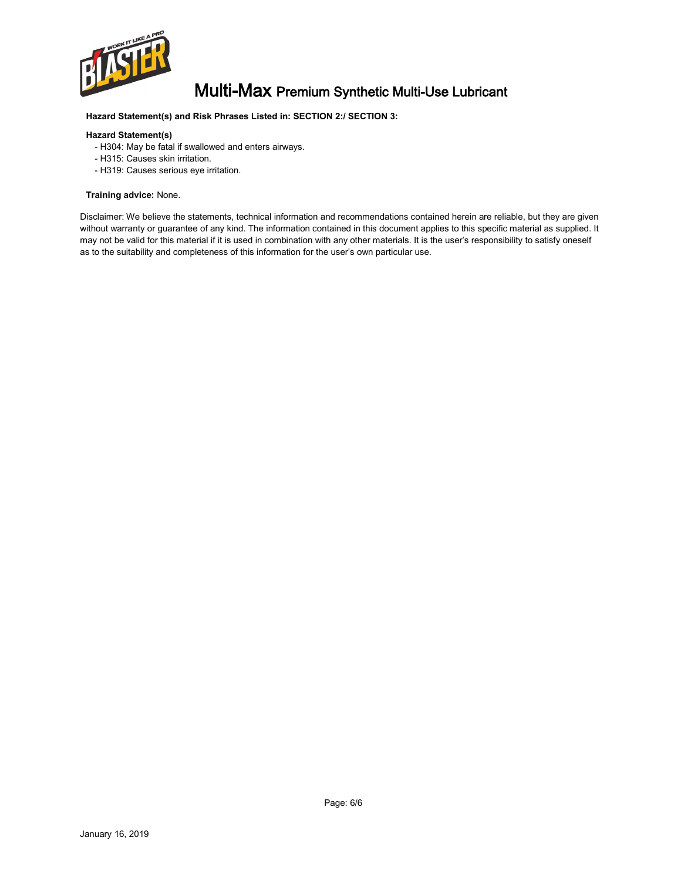**Hazard Statement(s) and Risk Phrases Listed in: SECTION 2:/ SECTION 3:**

**Hazard Statement(s)**

- H304: May be fatal if swallowed and enters airways.
- H315: Causes skin irritation.
- H319: Causes serious eye irritation.

**Training advice:** None.

Disclaimer: We believe the statements, technical information and recommendations contained herein are reliable, but they are given without warranty or guarantee of any kind. The information contained in this document applies to this specific material as supplied. It may not be valid for this material if it is used in combination with any other materials. It is the user's responsibility to satisfy oneself as to the suitability and completeness of this information for the user's own particular use.

January 16, 2019